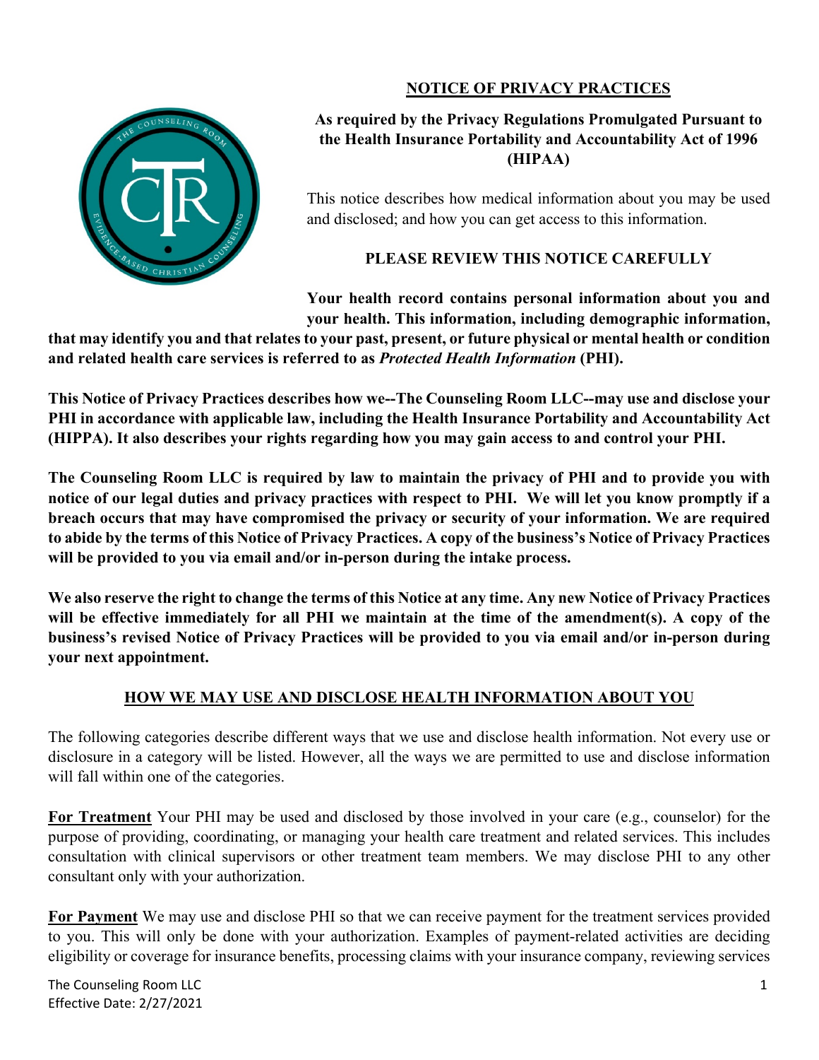# NOTICE OF PRIVACY PRACTICES

**As required by the Privacy Regulations Promulgated Pursuant to the Health Insurance Portability and Accountability Act of 1996 (HIPAA)**

This notice describes how medical information about you may be used and disclosed; and how you can get access to this information.

**PLEASE REVIEW THIS NOTICE CAREFULLY**

**Your health record contains personal information about you and your health. This information, including demographic information, that may identify you and that relates to your past, present, or future physical or mental health or condition and related health care services is referred to as *Protected Health Information* (PHI).**

**This Notice of Privacy Practices describes how we--The Counseling Room LLC--may use and disclose your PHI in accordance with applicable law, including the Health Insurance Portability and Accountability Act (HIPPA). It also describes your rights regarding how you may gain access to and control your PHI.**

**The Counseling Room LLC is required by law to maintain the privacy of PHI and to provide you with notice of our legal duties and privacy practices with respect to PHI. We will let you know promptly if a breach occurs that may have compromised the privacy or security of your information. We are required to abide by the terms of this Notice of Privacy Practices. A copy of the business's Notice of Privacy Practices will be provided to you via email and/or in-person during the intake process.**

**We also reserve the right to change the terms of this Notice at any time. Any new Notice of Privacy Practices will be effective immediately for all PHI we maintain at the time of the amendment(s). A copy of the business's revised Notice of Privacy Practices will be provided to you via email and/or in-person during your next appointment.**

## HOW WE MAY USE AND DISCLOSE HEALTH INFORMATION ABOUT YOU

The following categories describe different ways that we use and disclose health information. Not every use or disclosure in a category will be listed. However, all the ways we are permitted to use and disclose information will fall within one of the categories.

**For Treatment** Your PHI may be used and disclosed by those involved in your care (e.g., counselor) for the purpose of providing, coordinating, or managing your health care treatment and related services. This includes consultation with clinical supervisors or other treatment team members. We may disclose PHI to any other consultant only with your authorization.

**For Payment** We may use and disclose PHI so that we can receive payment for the treatment services provided to you. This will only be done with your authorization. Examples of payment-related activities are deciding eligibility or coverage for insurance benefits, processing claims with your insurance company, reviewing services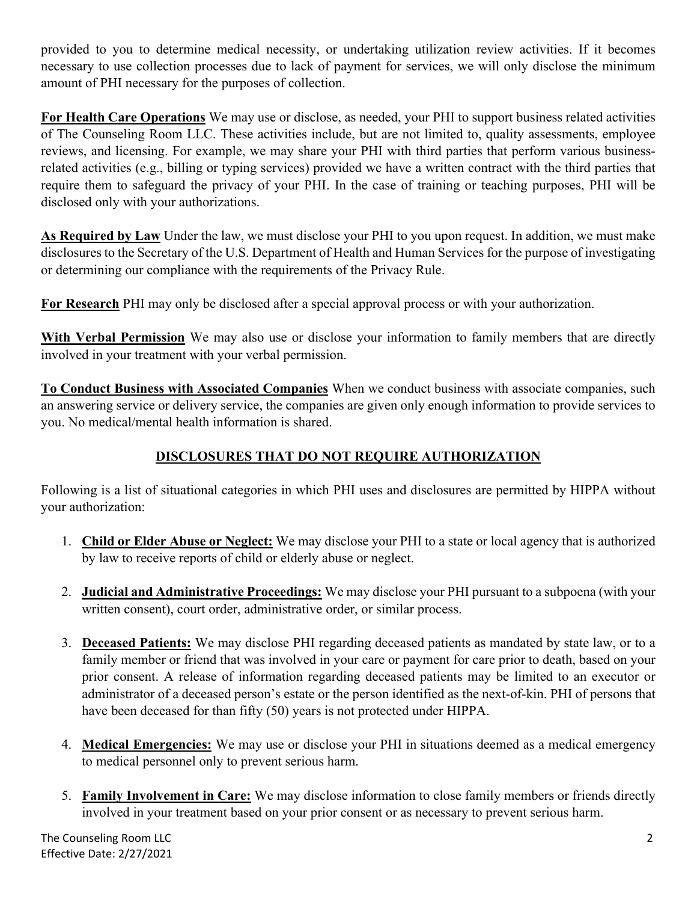provided to you to determine medical necessity, or undertaking utilization review activities. If it becomes necessary to use collection processes due to lack of payment for services, we will only disclose the minimum amount of PHI necessary for the purposes of collection.

**For Health Care Operations** We may use or disclose, as needed, your PHI to support business related activities of The Counseling Room LLC. These activities include, but are not limited to, quality assessments, employee reviews, and licensing. For example, we may share your PHI with third parties that perform various business-related activities (e.g., billing or typing services) provided we have a written contract with the third parties that require them to safeguard the privacy of your PHI. In the case of training or teaching purposes, PHI will be disclosed only with your authorizations.

**As Required by Law** Under the law, we must disclose your PHI to you upon request. In addition, we must make disclosures to the Secretary of the U.S. Department of Health and Human Services for the purpose of investigating or determining our compliance with the requirements of the Privacy Rule.

**For Research** PHI may only be disclosed after a special approval process or with your authorization.

**With Verbal Permission** We may also use or disclose your information to family members that are directly involved in your treatment with your verbal permission.

**To Conduct Business with Associated Companies** When we conduct business with associate companies, such an answering service or delivery service, the companies are given only enough information to provide services to you. No medical/mental health information is shared.

## DISCLOSURES THAT DO NOT REQUIRE AUTHORIZATION

Following is a list of situational categories in which PHI uses and disclosures are permitted by HIPPA without your authorization:

1. **Child or Elder Abuse or Neglect:** We may disclose your PHI to a state or local agency that is authorized by law to receive reports of child or elderly abuse or neglect.
2. **Judicial and Administrative Proceedings:** We may disclose your PHI pursuant to a subpoena (with your written consent), court order, administrative order, or similar process.
3. **Deceased Patients:** We may disclose PHI regarding deceased patients as mandated by state law, or to a family member or friend that was involved in your care or payment for care prior to death, based on your prior consent. A release of information regarding deceased patients may be limited to an executor or administrator of a deceased person's estate or the person identified as the next-of-kin. PHI of persons that have been deceased for than fifty (50) years is not protected under HIPPA.
4. **Medical Emergencies:** We may use or disclose your PHI in situations deemed as a medical emergency to medical personnel only to prevent serious harm.
5. **Family Involvement in Care:** We may disclose information to close family members or friends directly involved in your treatment based on your prior consent or as necessary to prevent serious harm.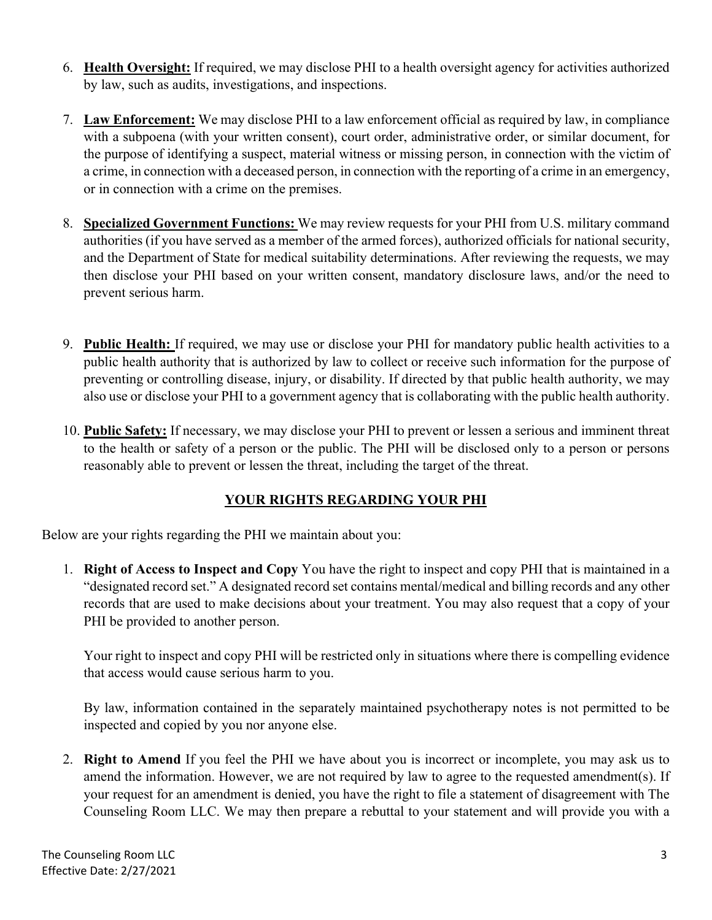6. **Health Oversight:** If required, we may disclose PHI to a health oversight agency for activities authorized by law, such as audits, investigations, and inspections.

7. **Law Enforcement:** We may disclose PHI to a law enforcement official as required by law, in compliance with a subpoena (with your written consent), court order, administrative order, or similar document, for the purpose of identifying a suspect, material witness or missing person, in connection with the victim of a crime, in connection with a deceased person, in connection with the reporting of a crime in an emergency, or in connection with a crime on the premises.

8. **Specialized Government Functions:** We may review requests for your PHI from U.S. military command authorities (if you have served as a member of the armed forces), authorized officials for national security, and the Department of State for medical suitability determinations. After reviewing the requests, we may then disclose your PHI based on your written consent, mandatory disclosure laws, and/or the need to prevent serious harm.

9. **Public Health:** If required, we may use or disclose your PHI for mandatory public health activities to a public health authority that is authorized by law to collect or receive such information for the purpose of preventing or controlling disease, injury, or disability. If directed by that public health authority, we may also use or disclose your PHI to a government agency that is collaborating with the public health authority.

10. **Public Safety:** If necessary, we may disclose your PHI to prevent or lessen a serious and imminent threat to the health or safety of a person or the public. The PHI will be disclosed only to a person or persons reasonably able to prevent or lessen the threat, including the target of the threat.

## YOUR RIGHTS REGARDING YOUR PHI

Below are your rights regarding the PHI we maintain about you:

1. **Right of Access to Inspect and Copy** You have the right to inspect and copy PHI that is maintained in a "designated record set." A designated record set contains mental/medical and billing records and any other records that are used to make decisions about your treatment. You may also request that a copy of your PHI be provided to another person.

   Your right to inspect and copy PHI will be restricted only in situations where there is compelling evidence that access would cause serious harm to you.

   By law, information contained in the separately maintained psychotherapy notes is not permitted to be inspected and copied by you nor anyone else.

2. **Right to Amend** If you feel the PHI we have about you is incorrect or incomplete, you may ask us to amend the information. However, we are not required by law to agree to the requested amendment(s). If your request for an amendment is denied, you have the right to file a statement of disagreement with The Counseling Room LLC. We may then prepare a rebuttal to your statement and will provide you with a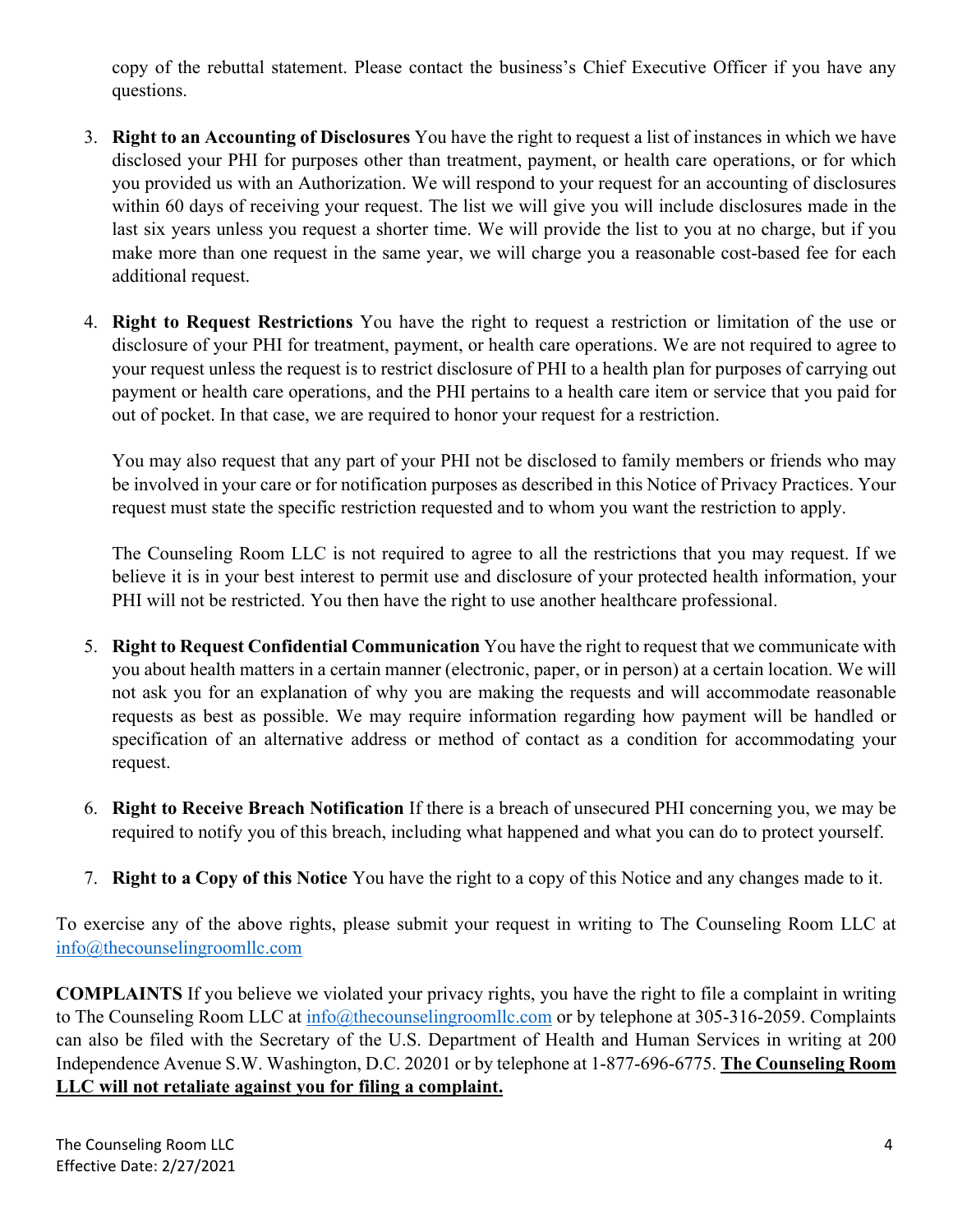copy of the rebuttal statement. Please contact the business's Chief Executive Officer if you have any questions.

3. **Right to an Accounting of Disclosures** You have the right to request a list of instances in which we have disclosed your PHI for purposes other than treatment, payment, or health care operations, or for which you provided us with an Authorization. We will respond to your request for an accounting of disclosures within 60 days of receiving your request. The list we will give you will include disclosures made in the last six years unless you request a shorter time. We will provide the list to you at no charge, but if you make more than one request in the same year, we will charge you a reasonable cost-based fee for each additional request.

4. **Right to Request Restrictions** You have the right to request a restriction or limitation of the use or disclosure of your PHI for treatment, payment, or health care operations. We are not required to agree to your request unless the request is to restrict disclosure of PHI to a health plan for purposes of carrying out payment or health care operations, and the PHI pertains to a health care item or service that you paid for out of pocket. In that case, we are required to honor your request for a restriction.

   You may also request that any part of your PHI not be disclosed to family members or friends who may be involved in your care or for notification purposes as described in this Notice of Privacy Practices. Your request must state the specific restriction requested and to whom you want the restriction to apply.

   The Counseling Room LLC is not required to agree to all the restrictions that you may request. If we believe it is in your best interest to permit use and disclosure of your protected health information, your PHI will not be restricted. You then have the right to use another healthcare professional.

5. **Right to Request Confidential Communication** You have the right to request that we communicate with you about health matters in a certain manner (electronic, paper, or in person) at a certain location. We will not ask you for an explanation of why you are making the requests and will accommodate reasonable requests as best as possible. We may require information regarding how payment will be handled or specification of an alternative address or method of contact as a condition for accommodating your request.

6. **Right to Receive Breach Notification** If there is a breach of unsecured PHI concerning you, we may be required to notify you of this breach, including what happened and what you can do to protect yourself.

7. **Right to a Copy of this Notice** You have the right to a copy of this Notice and any changes made to it.

To exercise any of the above rights, please submit your request in writing to The Counseling Room LLC at info@thecounselingroomllc.com

**COMPLAINTS** If you believe we violated your privacy rights, you have the right to file a complaint in writing to The Counseling Room LLC at info@thecounselingroomllc.com or by telephone at 305-316-2059. Complaints can also be filed with the Secretary of the U.S. Department of Health and Human Services in writing at 200 Independence Avenue S.W. Washington, D.C. 20201 or by telephone at 1-877-696-6775. **The Counseling Room LLC will not retaliate against you for filing a complaint.**